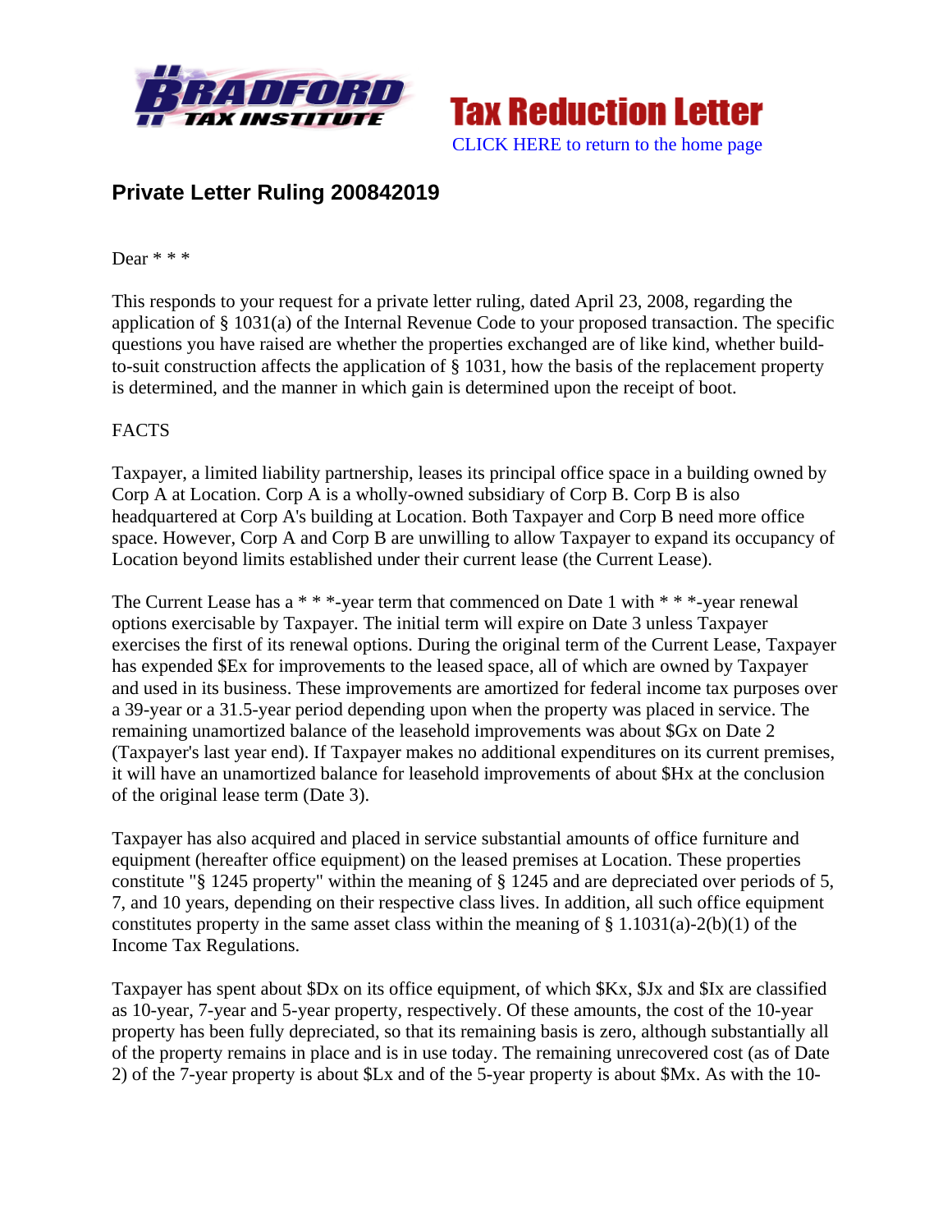# Private Letter Ruling 200842019

Dear * * *

This responds to your request for a private letter ruling, dated April 23, 2008, regarding the application of § 1031(a) of the Internal Revenue Code to your proposed transaction. The specific questions you have raised are whether the properties exchanged are of like kind, whether build-to-suit construction affects the application of § 1031, how the basis of the replacement property is determined, and the manner in which gain is determined upon the receipt of boot.

FACTS

Taxpayer, a limited liability partnership, leases its principal office space in a building owned by Corp A at Location. Corp A is a wholly-owned subsidiary of Corp B. Corp B is also headquartered at Corp A's building at Location. Both Taxpayer and Corp B need more office space. However, Corp A and Corp B are unwilling to allow Taxpayer to expand its occupancy of Location beyond limits established under their current lease (the Current Lease).

The Current Lease has a * * *-year term that commenced on Date 1 with * * *-year renewal options exercisable by Taxpayer. The initial term will expire on Date 3 unless Taxpayer exercises the first of its renewal options. During the original term of the Current Lease, Taxpayer has expended $Ex for improvements to the leased space, all of which are owned by Taxpayer and used in its business. These improvements are amortized for federal income tax purposes over a 39-year or a 31.5-year period depending upon when the property was placed in service. The remaining unamortized balance of the leasehold improvements was about $Gx on Date 2 (Taxpayer's last year end). If Taxpayer makes no additional expenditures on its current premises, it will have an unamortized balance for leasehold improvements of about $Hx at the conclusion of the original lease term (Date 3).

Taxpayer has also acquired and placed in service substantial amounts of office furniture and equipment (hereafter office equipment) on the leased premises at Location. These properties constitute "§ 1245 property" within the meaning of § 1245 and are depreciated over periods of 5, 7, and 10 years, depending on their respective class lives. In addition, all such office equipment constitutes property in the same asset class within the meaning of § 1.1031(a)-2(b)(1) of the Income Tax Regulations.

Taxpayer has spent about $Dx on its office equipment, of which $Kx, $Jx and $Ix are classified as 10-year, 7-year and 5-year property, respectively. Of these amounts, the cost of the 10-year property has been fully depreciated, so that its remaining basis is zero, although substantially all of the property remains in place and is in use today. The remaining unrecovered cost (as of Date 2) of the 7-year property is about $Lx and of the 5-year property is about $Mx. As with the 10-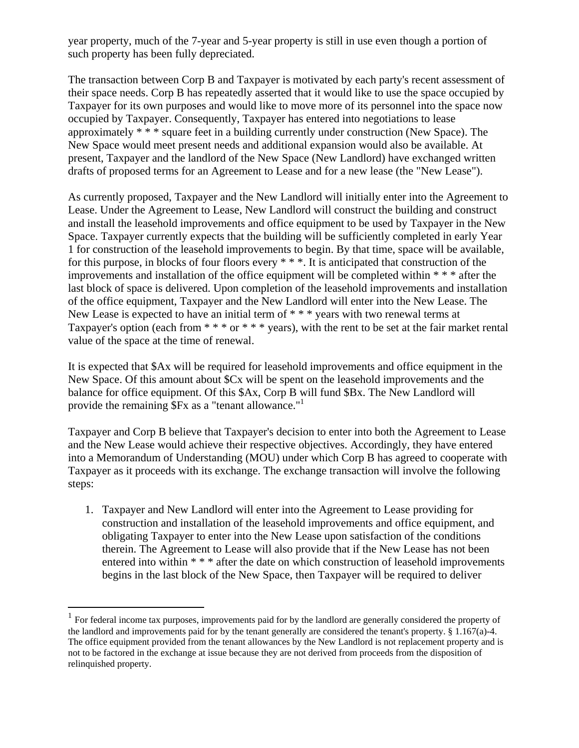year property, much of the 7-year and 5-year property is still in use even though a portion of such property has been fully depreciated.

The transaction between Corp B and Taxpayer is motivated by each party's recent assessment of their space needs. Corp B has repeatedly asserted that it would like to use the space occupied by Taxpayer for its own purposes and would like to move more of its personnel into the space now occupied by Taxpayer. Consequently, Taxpayer has entered into negotiations to lease approximately * * * square feet in a building currently under construction (New Space). The New Space would meet present needs and additional expansion would also be available. At present, Taxpayer and the landlord of the New Space (New Landlord) have exchanged written drafts of proposed terms for an Agreement to Lease and for a new lease (the "New Lease").

As currently proposed, Taxpayer and the New Landlord will initially enter into the Agreement to Lease. Under the Agreement to Lease, New Landlord will construct the building and construct and install the leasehold improvements and office equipment to be used by Taxpayer in the New Space. Taxpayer currently expects that the building will be sufficiently completed in early Year 1 for construction of the leasehold improvements to begin. By that time, space will be available, for this purpose, in blocks of four floors every * * *. It is anticipated that construction of the improvements and installation of the office equipment will be completed within * * * after the last block of space is delivered. Upon completion of the leasehold improvements and installation of the office equipment, Taxpayer and the New Landlord will enter into the New Lease. The New Lease is expected to have an initial term of * * * years with two renewal terms at Taxpayer's option (each from * * * or * * * years), with the rent to be set at the fair market rental value of the space at the time of renewal.

It is expected that \$Ax will be required for leasehold improvements and office equipment in the New Space. Of this amount about \$Cx will be spent on the leasehold improvements and the balance for office equipment. Of this \$Ax, Corp B will fund \$Bx. The New Landlord will provide the remaining \$Fx as a "tenant allowance."[1]

Taxpayer and Corp B believe that Taxpayer's decision to enter into both the Agreement to Lease and the New Lease would achieve their respective objectives. Accordingly, they have entered into a Memorandum of Understanding (MOU) under which Corp B has agreed to cooperate with Taxpayer as it proceeds with its exchange. The exchange transaction will involve the following steps:

1. Taxpayer and New Landlord will enter into the Agreement to Lease providing for construction and installation of the leasehold improvements and office equipment, and obligating Taxpayer to enter into the New Lease upon satisfaction of the conditions therein. The Agreement to Lease will also provide that if the New Lease has not been entered into within * * * after the date on which construction of leasehold improvements begins in the last block of the New Space, then Taxpayer will be required to deliver

---

[1] For federal income tax purposes, improvements paid for by the landlord are generally considered the property of the landlord and improvements paid for by the tenant generally are considered the tenant's property. § 1.167(a)-4. The office equipment provided from the tenant allowances by the New Landlord is not replacement property and is not to be factored in the exchange at issue because they are not derived from proceeds from the disposition of relinquished property.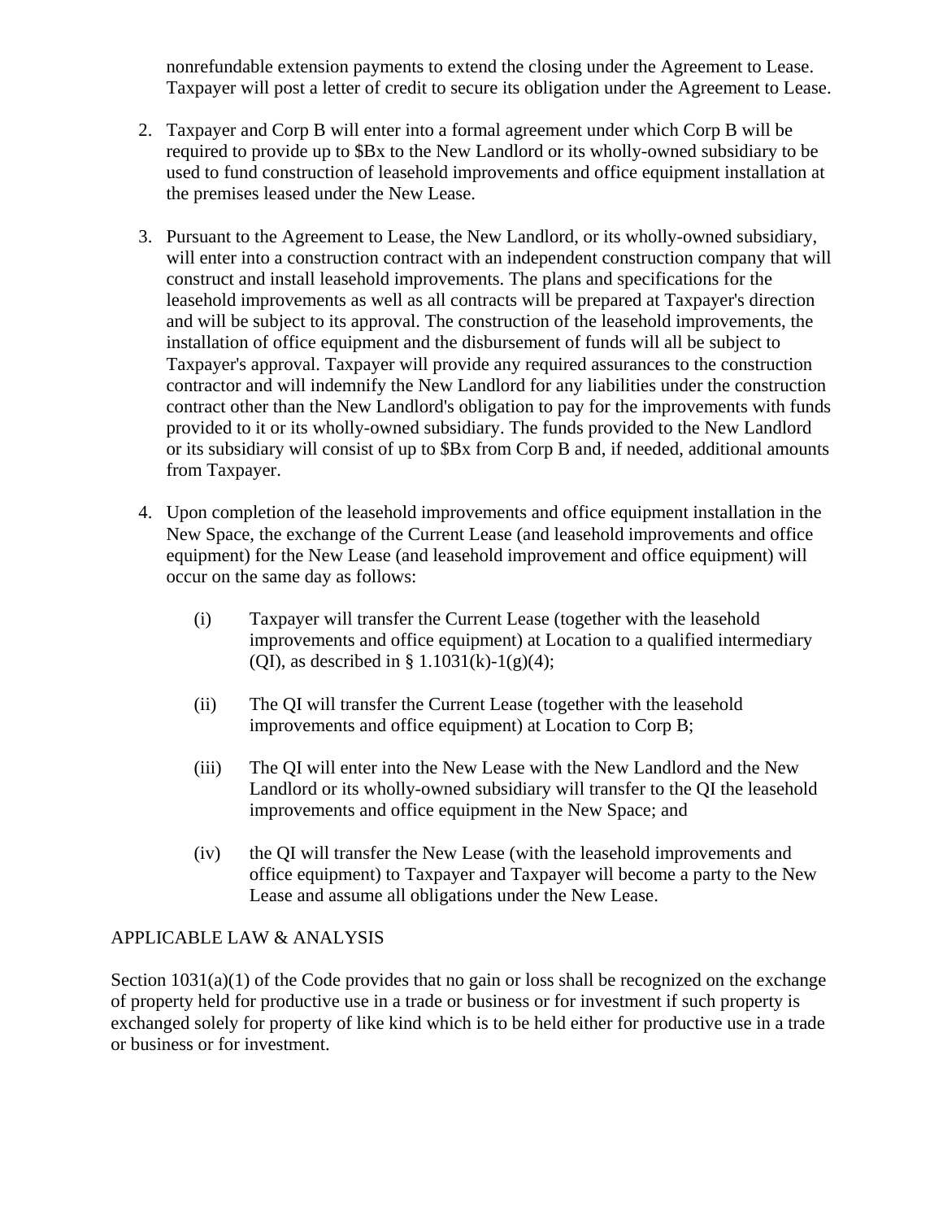nonrefundable extension payments to extend the closing under the Agreement to Lease. Taxpayer will post a letter of credit to secure its obligation under the Agreement to Lease.

2. Taxpayer and Corp B will enter into a formal agreement under which Corp B will be required to provide up to $Bx to the New Landlord or its wholly-owned subsidiary to be used to fund construction of leasehold improvements and office equipment installation at the premises leased under the New Lease.

3. Pursuant to the Agreement to Lease, the New Landlord, or its wholly-owned subsidiary, will enter into a construction contract with an independent construction company that will construct and install leasehold improvements. The plans and specifications for the leasehold improvements as well as all contracts will be prepared at Taxpayer's direction and will be subject to its approval. The construction of the leasehold improvements, the installation of office equipment and the disbursement of funds will all be subject to Taxpayer's approval. Taxpayer will provide any required assurances to the construction contractor and will indemnify the New Landlord for any liabilities under the construction contract other than the New Landlord's obligation to pay for the improvements with funds provided to it or its wholly-owned subsidiary. The funds provided to the New Landlord or its subsidiary will consist of up to $Bx from Corp B and, if needed, additional amounts from Taxpayer.

4. Upon completion of the leasehold improvements and office equipment installation in the New Space, the exchange of the Current Lease (and leasehold improvements and office equipment) for the New Lease (and leasehold improvement and office equipment) will occur on the same day as follows:

    (i) Taxpayer will transfer the Current Lease (together with the leasehold improvements and office equipment) at Location to a qualified intermediary (QI), as described in § 1.1031(k)-1(g)(4);

    (ii) The QI will transfer the Current Lease (together with the leasehold improvements and office equipment) at Location to Corp B;

    (iii) The QI will enter into the New Lease with the New Landlord and the New Landlord or its wholly-owned subsidiary will transfer to the QI the leasehold improvements and office equipment in the New Space; and

    (iv) the QI will transfer the New Lease (with the leasehold improvements and office equipment) to Taxpayer and Taxpayer will become a party to the New Lease and assume all obligations under the New Lease.

APPLICABLE LAW & ANALYSIS

Section 1031(a)(1) of the Code provides that no gain or loss shall be recognized on the exchange of property held for productive use in a trade or business or for investment if such property is exchanged solely for property of like kind which is to be held either for productive use in a trade or business or for investment.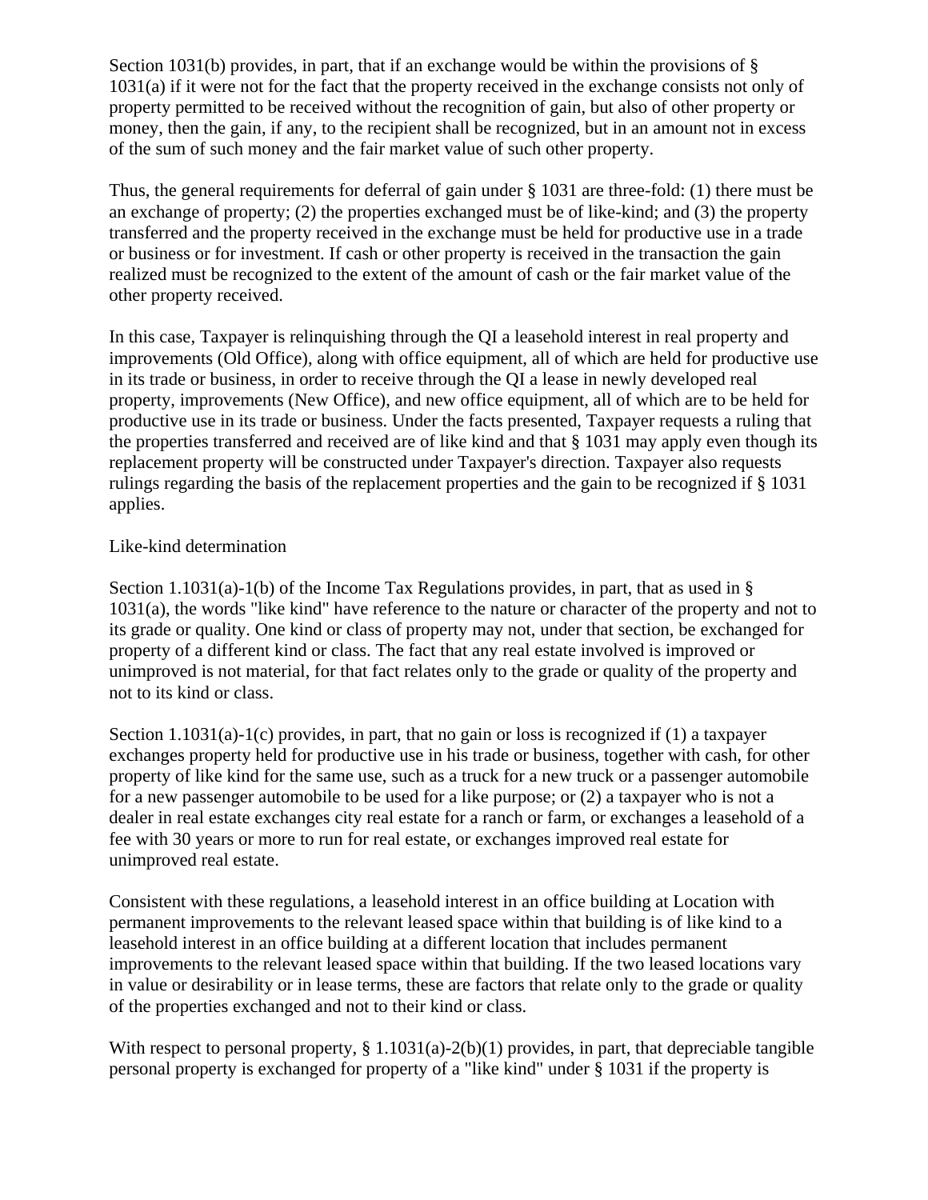Section 1031(b) provides, in part, that if an exchange would be within the provisions of § 1031(a) if it were not for the fact that the property received in the exchange consists not only of property permitted to be received without the recognition of gain, but also of other property or money, then the gain, if any, to the recipient shall be recognized, but in an amount not in excess of the sum of such money and the fair market value of such other property.

Thus, the general requirements for deferral of gain under § 1031 are three-fold: (1) there must be an exchange of property; (2) the properties exchanged must be of like-kind; and (3) the property transferred and the property received in the exchange must be held for productive use in a trade or business or for investment. If cash or other property is received in the transaction the gain realized must be recognized to the extent of the amount of cash or the fair market value of the other property received.

In this case, Taxpayer is relinquishing through the QI a leasehold interest in real property and improvements (Old Office), along with office equipment, all of which are held for productive use in its trade or business, in order to receive through the QI a lease in newly developed real property, improvements (New Office), and new office equipment, all of which are to be held for productive use in its trade or business. Under the facts presented, Taxpayer requests a ruling that the properties transferred and received are of like kind and that § 1031 may apply even though its replacement property will be constructed under Taxpayer's direction. Taxpayer also requests rulings regarding the basis of the replacement properties and the gain to be recognized if § 1031 applies.

Like-kind determination

Section 1.1031(a)-1(b) of the Income Tax Regulations provides, in part, that as used in § 1031(a), the words "like kind" have reference to the nature or character of the property and not to its grade or quality. One kind or class of property may not, under that section, be exchanged for property of a different kind or class. The fact that any real estate involved is improved or unimproved is not material, for that fact relates only to the grade or quality of the property and not to its kind or class.

Section 1.1031(a)-1(c) provides, in part, that no gain or loss is recognized if (1) a taxpayer exchanges property held for productive use in his trade or business, together with cash, for other property of like kind for the same use, such as a truck for a new truck or a passenger automobile for a new passenger automobile to be used for a like purpose; or (2) a taxpayer who is not a dealer in real estate exchanges city real estate for a ranch or farm, or exchanges a leasehold of a fee with 30 years or more to run for real estate, or exchanges improved real estate for unimproved real estate.

Consistent with these regulations, a leasehold interest in an office building at Location with permanent improvements to the relevant leased space within that building is of like kind to a leasehold interest in an office building at a different location that includes permanent improvements to the relevant leased space within that building. If the two leased locations vary in value or desirability or in lease terms, these are factors that relate only to the grade or quality of the properties exchanged and not to their kind or class.

With respect to personal property, § 1.1031(a)-2(b)(1) provides, in part, that depreciable tangible personal property is exchanged for property of a "like kind" under § 1031 if the property is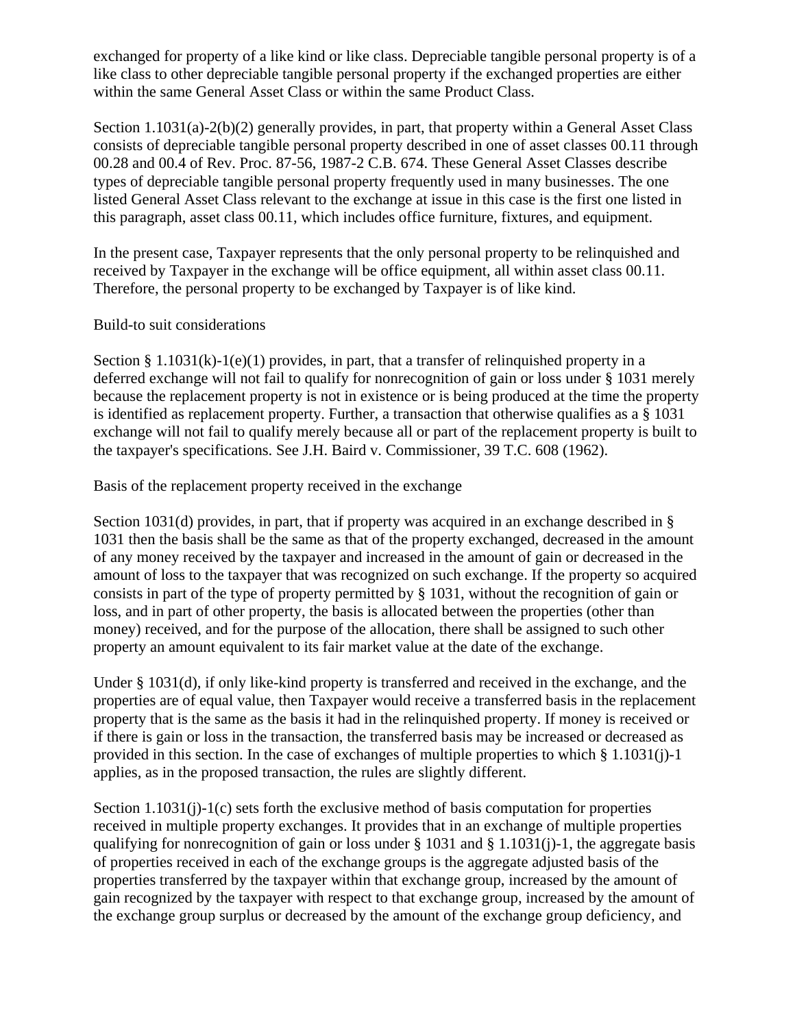exchanged for property of a like kind or like class. Depreciable tangible personal property is of a like class to other depreciable tangible personal property if the exchanged properties are either within the same General Asset Class or within the same Product Class.

Section 1.1031(a)-2(b)(2) generally provides, in part, that property within a General Asset Class consists of depreciable tangible personal property described in one of asset classes 00.11 through 00.28 and 00.4 of Rev. Proc. 87-56, 1987-2 C.B. 674. These General Asset Classes describe types of depreciable tangible personal property frequently used in many businesses. The one listed General Asset Class relevant to the exchange at issue in this case is the first one listed in this paragraph, asset class 00.11, which includes office furniture, fixtures, and equipment.

In the present case, Taxpayer represents that the only personal property to be relinquished and received by Taxpayer in the exchange will be office equipment, all within asset class 00.11. Therefore, the personal property to be exchanged by Taxpayer is of like kind.

Build-to suit considerations

Section § 1.1031(k)-1(e)(1) provides, in part, that a transfer of relinquished property in a deferred exchange will not fail to qualify for nonrecognition of gain or loss under § 1031 merely because the replacement property is not in existence or is being produced at the time the property is identified as replacement property. Further, a transaction that otherwise qualifies as a § 1031 exchange will not fail to qualify merely because all or part of the replacement property is built to the taxpayer's specifications. See J.H. Baird v. Commissioner, 39 T.C. 608 (1962).

Basis of the replacement property received in the exchange

Section 1031(d) provides, in part, that if property was acquired in an exchange described in § 1031 then the basis shall be the same as that of the property exchanged, decreased in the amount of any money received by the taxpayer and increased in the amount of gain or decreased in the amount of loss to the taxpayer that was recognized on such exchange. If the property so acquired consists in part of the type of property permitted by § 1031, without the recognition of gain or loss, and in part of other property, the basis is allocated between the properties (other than money) received, and for the purpose of the allocation, there shall be assigned to such other property an amount equivalent to its fair market value at the date of the exchange.

Under § 1031(d), if only like-kind property is transferred and received in the exchange, and the properties are of equal value, then Taxpayer would receive a transferred basis in the replacement property that is the same as the basis it had in the relinquished property. If money is received or if there is gain or loss in the transaction, the transferred basis may be increased or decreased as provided in this section. In the case of exchanges of multiple properties to which § 1.1031(j)-1 applies, as in the proposed transaction, the rules are slightly different.

Section 1.1031(j)-1(c) sets forth the exclusive method of basis computation for properties received in multiple property exchanges. It provides that in an exchange of multiple properties qualifying for nonrecognition of gain or loss under § 1031 and § 1.1031(j)-1, the aggregate basis of properties received in each of the exchange groups is the aggregate adjusted basis of the properties transferred by the taxpayer within that exchange group, increased by the amount of gain recognized by the taxpayer with respect to that exchange group, increased by the amount of the exchange group surplus or decreased by the amount of the exchange group deficiency, and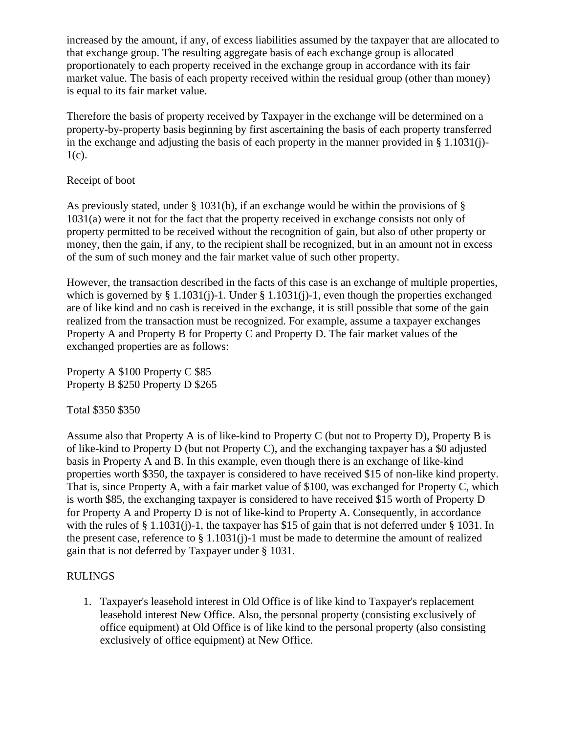increased by the amount, if any, of excess liabilities assumed by the taxpayer that are allocated to that exchange group. The resulting aggregate basis of each exchange group is allocated proportionately to each property received in the exchange group in accordance with its fair market value. The basis of each property received within the residual group (other than money) is equal to its fair market value.

Therefore the basis of property received by Taxpayer in the exchange will be determined on a property-by-property basis beginning by first ascertaining the basis of each property transferred in the exchange and adjusting the basis of each property in the manner provided in § 1.1031(j)-1(c).

Receipt of boot

As previously stated, under § 1031(b), if an exchange would be within the provisions of § 1031(a) were it not for the fact that the property received in exchange consists not only of property permitted to be received without the recognition of gain, but also of other property or money, then the gain, if any, to the recipient shall be recognized, but in an amount not in excess of the sum of such money and the fair market value of such other property.

However, the transaction described in the facts of this case is an exchange of multiple properties, which is governed by § 1.1031(j)-1. Under § 1.1031(j)-1, even though the properties exchanged are of like kind and no cash is received in the exchange, it is still possible that some of the gain realized from the transaction must be recognized. For example, assume a taxpayer exchanges Property A and Property B for Property C and Property D. The fair market values of the exchanged properties are as follows:

Property A $100 Property C $85
Property B $250 Property D $265

Total $350 $350

Assume also that Property A is of like-kind to Property C (but not to Property D), Property B is of like-kind to Property D (but not Property C), and the exchanging taxpayer has a $0 adjusted basis in Property A and B. In this example, even though there is an exchange of like-kind properties worth $350, the taxpayer is considered to have received $15 of non-like kind property. That is, since Property A, with a fair market value of $100, was exchanged for Property C, which is worth $85, the exchanging taxpayer is considered to have received $15 worth of Property D for Property A and Property D is not of like-kind to Property A. Consequently, in accordance with the rules of § 1.1031(j)-1, the taxpayer has $15 of gain that is not deferred under § 1031. In the present case, reference to § 1.1031(j)-1 must be made to determine the amount of realized gain that is not deferred by Taxpayer under § 1031.

RULINGS

1. Taxpayer's leasehold interest in Old Office is of like kind to Taxpayer's replacement leasehold interest New Office. Also, the personal property (consisting exclusively of office equipment) at Old Office is of like kind to the personal property (also consisting exclusively of office equipment) at New Office.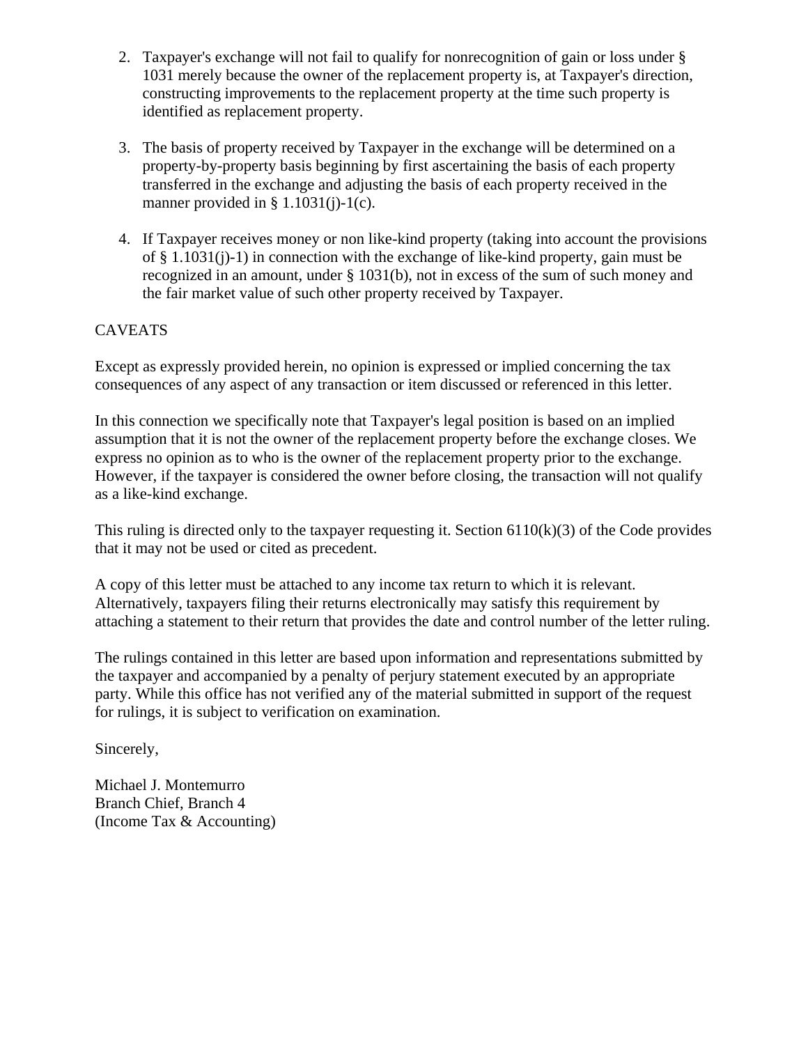2. Taxpayer's exchange will not fail to qualify for nonrecognition of gain or loss under § 1031 merely because the owner of the replacement property is, at Taxpayer's direction, constructing improvements to the replacement property at the time such property is identified as replacement property.

3. The basis of property received by Taxpayer in the exchange will be determined on a property-by-property basis beginning by first ascertaining the basis of each property transferred in the exchange and adjusting the basis of each property received in the manner provided in § 1.1031(j)-1(c).

4. If Taxpayer receives money or non like-kind property (taking into account the provisions of § 1.1031(j)-1) in connection with the exchange of like-kind property, gain must be recognized in an amount, under § 1031(b), not in excess of the sum of such money and the fair market value of such other property received by Taxpayer.

CAVEATS

Except as expressly provided herein, no opinion is expressed or implied concerning the tax consequences of any aspect of any transaction or item discussed or referenced in this letter.

In this connection we specifically note that Taxpayer's legal position is based on an implied assumption that it is not the owner of the replacement property before the exchange closes. We express no opinion as to who is the owner of the replacement property prior to the exchange. However, if the taxpayer is considered the owner before closing, the transaction will not qualify as a like-kind exchange.

This ruling is directed only to the taxpayer requesting it. Section 6110(k)(3) of the Code provides that it may not be used or cited as precedent.

A copy of this letter must be attached to any income tax return to which it is relevant. Alternatively, taxpayers filing their returns electronically may satisfy this requirement by attaching a statement to their return that provides the date and control number of the letter ruling.

The rulings contained in this letter are based upon information and representations submitted by the taxpayer and accompanied by a penalty of perjury statement executed by an appropriate party. While this office has not verified any of the material submitted in support of the request for rulings, it is subject to verification on examination.

Sincerely,

Michael J. Montemurro
Branch Chief, Branch 4
(Income Tax & Accounting)